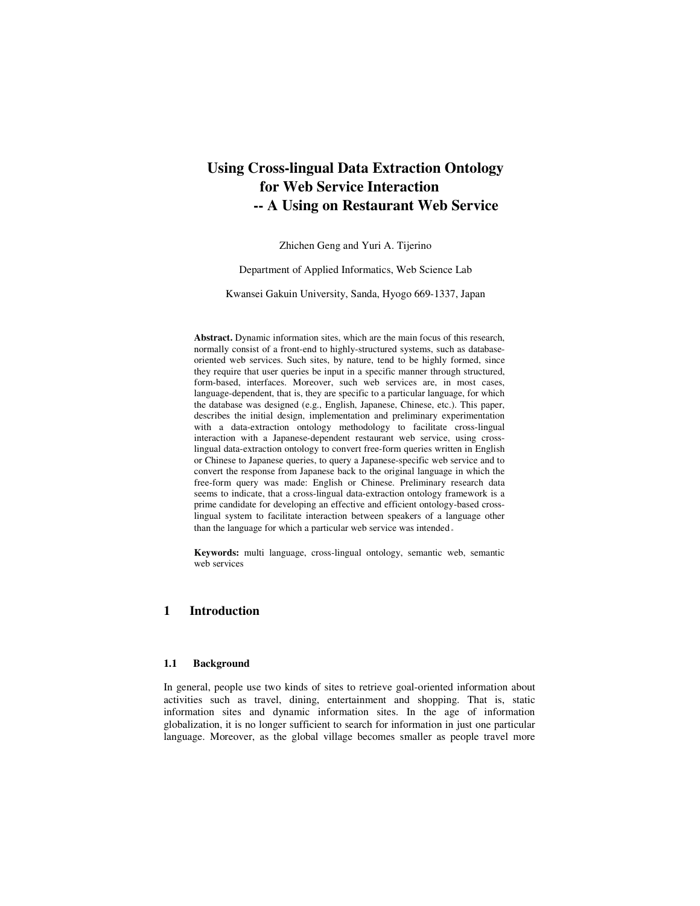# Using Cross-lingual Data Extraction Ontology for Web Service Interaction -- A Using on Restaurant Web Service

Zhichen Geng and Yuri A. Tijerino

Department of Applied Informatics, Web Science Lab

Kwansei Gakuin University, Sanda, Hyogo 669-1337, Japan

**Abstract.** Dynamic information sites, which are the main focus of this research, normally consist of a front-end to highly-structured systems, such as database-oriented web services. Such sites, by nature, tend to be highly formed, since they require that user queries be input in a specific manner through structured, form-based, interfaces. Moreover, such web services are, in most cases, language-dependent, that is, they are specific to a particular language, for which the database was designed (e.g., English, Japanese, Chinese, etc.). This paper, describes the initial design, implementation and preliminary experimentation with a data-extraction ontology methodology to facilitate cross-lingual interaction with a Japanese-dependent restaurant web service, using cross-lingual data-extraction ontology to convert free-form queries written in English or Chinese to Japanese queries, to query a Japanese-specific web service and to convert the response from Japanese back to the original language in which the free-form query was made: English or Chinese. Preliminary research data seems to indicate, that a cross-lingual data-extraction ontology framework is a prime candidate for developing an effective and efficient ontology-based cross-lingual system to facilitate interaction between speakers of a language other than the language for which a particular web service was intended。

**Keywords:** multi language, cross-lingual ontology, semantic web, semantic web services

## 1 Introduction

### 1.1 Background

In general, people use two kinds of sites to retrieve goal-oriented information about activities such as travel, dining, entertainment and shopping. That is, static information sites and dynamic information sites. In the age of information globalization, it is no longer sufficient to search for information in just one particular language. Moreover, as the global village becomes smaller as people travel more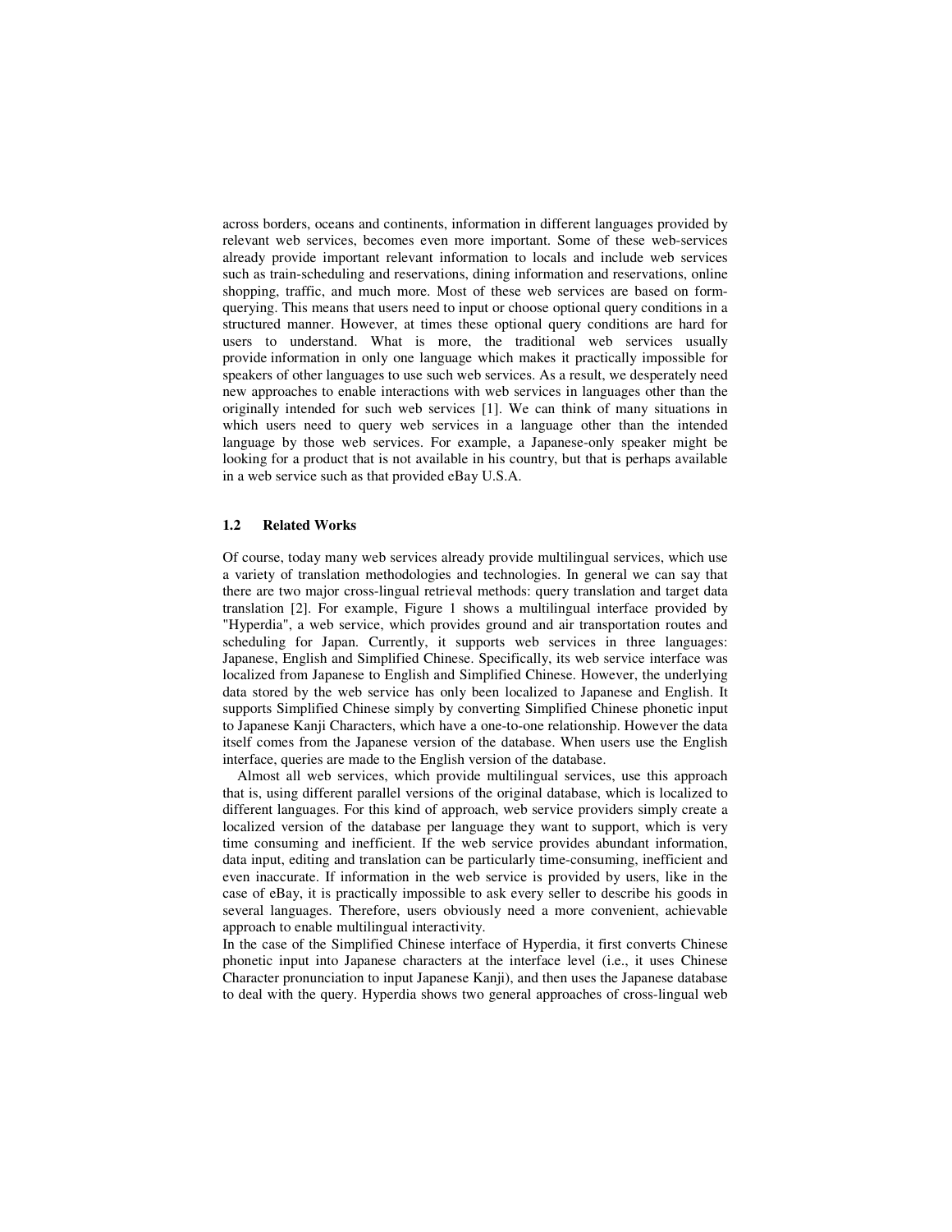across borders, oceans and continents, information in different languages provided by relevant web services, becomes even more important. Some of these web-services already provide important relevant information to locals and include web services such as train-scheduling and reservations, dining information and reservations, online shopping, traffic, and much more. Most of these web services are based on form-querying. This means that users need to input or choose optional query conditions in a structured manner. However, at times these optional query conditions are hard for users to understand. What is more, the traditional web services usually provide information in only one language which makes it practically impossible for speakers of other languages to use such web services. As a result, we desperately need new approaches to enable interactions with web services in languages other than the originally intended for such web services [1]. We can think of many situations in which users need to query web services in a language other than the intended language by those web services. For example, a Japanese-only speaker might be looking for a product that is not available in his country, but that is perhaps available in a web service such as that provided eBay U.S.A.

### 1.2 Related Works

Of course, today many web services already provide multilingual services, which use a variety of translation methodologies and technologies. In general we can say that there are two major cross-lingual retrieval methods: query translation and target data translation [2]. For example, Figure 1 shows a multilingual interface provided by "Hyperdia", a web service, which provides ground and air transportation routes and scheduling for Japan. Currently, it supports web services in three languages: Japanese, English and Simplified Chinese. Specifically, its web service interface was localized from Japanese to English and Simplified Chinese. However, the underlying data stored by the web service has only been localized to Japanese and English. It supports Simplified Chinese simply by converting Simplified Chinese phonetic input to Japanese Kanji Characters, which have a one-to-one relationship. However the data itself comes from the Japanese version of the database. When users use the English interface, queries are made to the English version of the database.

Almost all web services, which provide multilingual services, use this approach that is, using different parallel versions of the original database, which is localized to different languages. For this kind of approach, web service providers simply create a localized version of the database per language they want to support, which is very time consuming and inefficient. If the web service provides abundant information, data input, editing and translation can be particularly time-consuming, inefficient and even inaccurate. If information in the web service is provided by users, like in the case of eBay, it is practically impossible to ask every seller to describe his goods in several languages. Therefore, users obviously need a more convenient, achievable approach to enable multilingual interactivity.

In the case of the Simplified Chinese interface of Hyperdia, it first converts Chinese phonetic input into Japanese characters at the interface level (i.e., it uses Chinese Character pronunciation to input Japanese Kanji), and then uses the Japanese database to deal with the query. Hyperdia shows two general approaches of cross-lingual web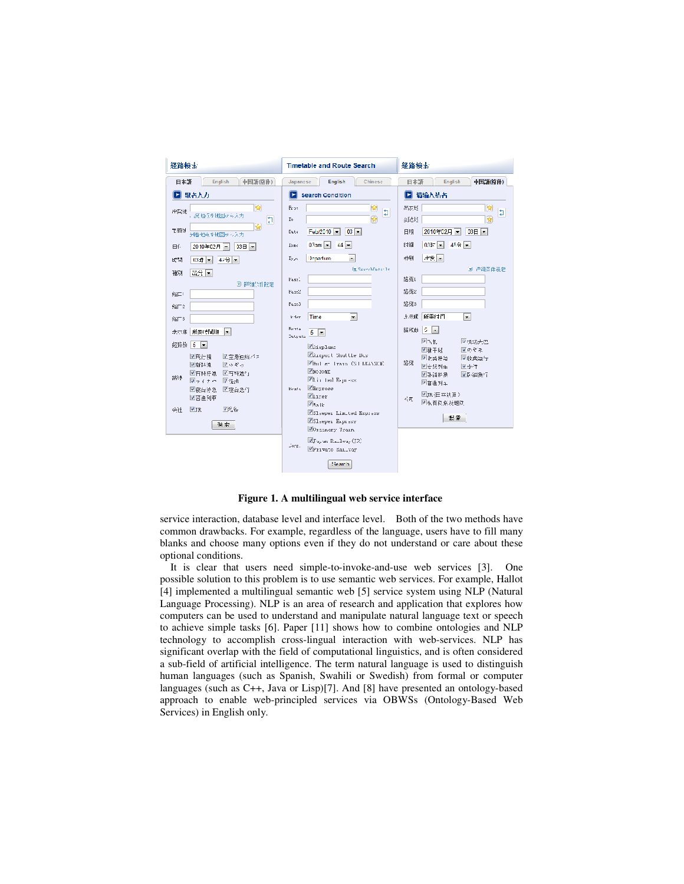Figure 1. A multilingual web service interface

service interaction, database level and interface level. Both of the two methods have common drawbacks. For example, regardless of the language, users have to fill many blanks and choose many options even if they do not understand or care about these optional conditions.

It is clear that users need simple-to-invoke-and-use web services [3]. One possible solution to this problem is to use semantic web services. For example, Hallot [4] implemented a multilingual semantic web [5] service system using NLP (Natural Language Processing). NLP is an area of research and application that explores how computers can be used to understand and manipulate natural language text or speech to achieve simple tasks [6]. Paper [11] shows how to combine ontologies and NLP technology to accomplish cross-lingual interaction with web-services. NLP has significant overlap with the field of computational linguistics, and is often considered a sub-field of artificial intelligence. The term natural language is used to distinguish human languages (such as Spanish, Swahili or Swedish) from formal or computer languages (such as C++, Java or Lisp)[7]. And [8] have presented an ontology-based approach to enable web-principled services via OBWSs (Ontology-Based Web Services) in English only.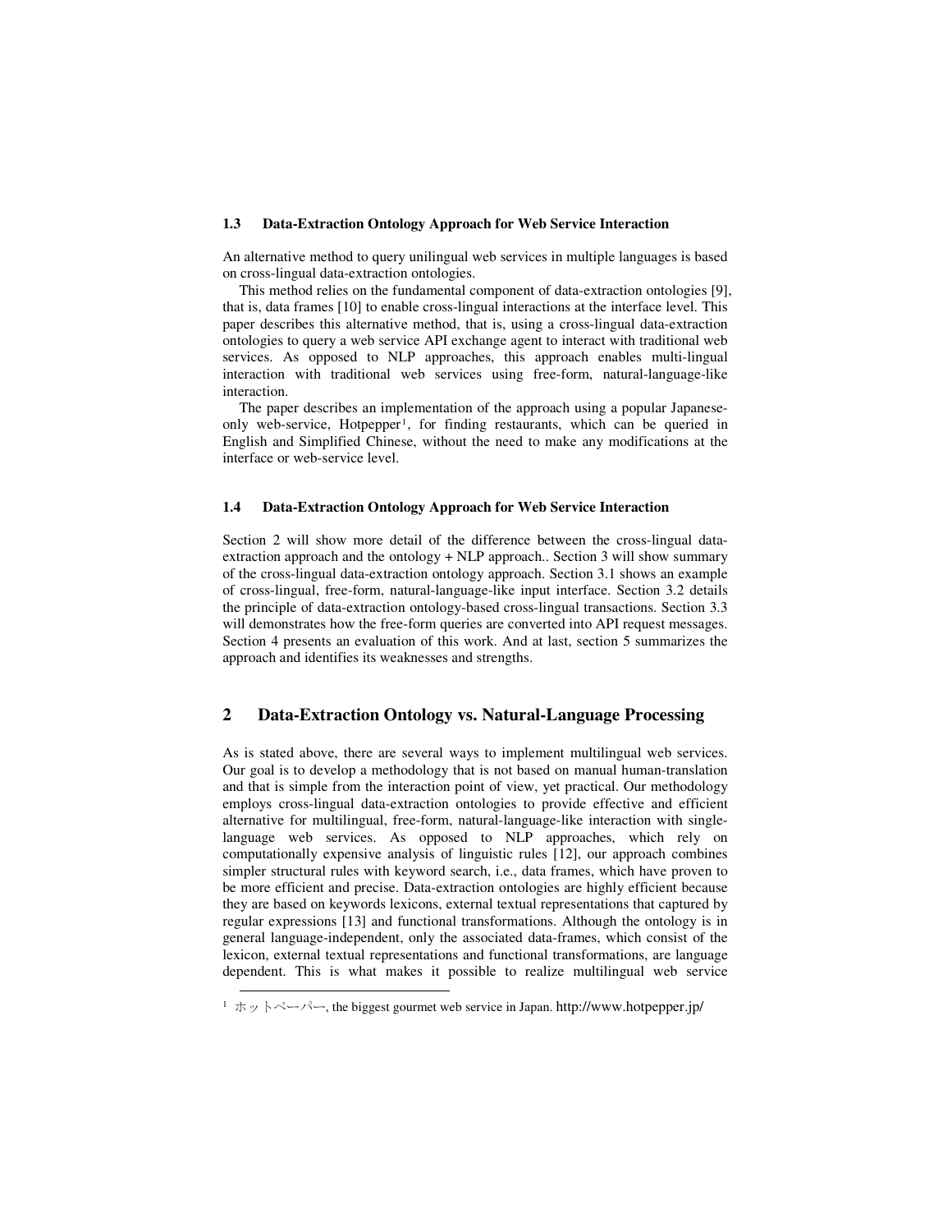### 1.3 Data-Extraction Ontology Approach for Web Service Interaction

An alternative method to query unilingual web services in multiple languages is based on cross-lingual data-extraction ontologies.

This method relies on the fundamental component of data-extraction ontologies [9], that is, data frames [10] to enable cross-lingual interactions at the interface level. This paper describes this alternative method, that is, using a cross-lingual data-extraction ontologies to query a web service API exchange agent to interact with traditional web services. As opposed to NLP approaches, this approach enables multi-lingual interaction with traditional web services using free-form, natural-language-like interaction.

The paper describes an implementation of the approach using a popular Japanese-only web-service, Hotpepper[1], for finding restaurants, which can be queried in English and Simplified Chinese, without the need to make any modifications at the interface or web-service level.

### 1.4 Data-Extraction Ontology Approach for Web Service Interaction

Section 2 will show more detail of the difference between the cross-lingual data-extraction approach and the ontology + NLP approach.. Section 3 will show summary of the cross-lingual data-extraction ontology approach. Section 3.1 shows an example of cross-lingual, free-form, natural-language-like input interface. Section 3.2 details the principle of data-extraction ontology-based cross-lingual transactions. Section 3.3 will demonstrates how the free-form queries are converted into API request messages. Section 4 presents an evaluation of this work. And at last, section 5 summarizes the approach and identifies its weaknesses and strengths.

## 2 Data-Extraction Ontology vs. Natural-Language Processing

As is stated above, there are several ways to implement multilingual web services. Our goal is to develop a methodology that is not based on manual human-translation and that is simple from the interaction point of view, yet practical. Our methodology employs cross-lingual data-extraction ontologies to provide effective and efficient alternative for multilingual, free-form, natural-language-like interaction with single-language web services. As opposed to NLP approaches, which rely on computationally expensive analysis of linguistic rules [12], our approach combines simpler structural rules with keyword search, i.e., data frames, which have proven to be more efficient and precise. Data-extraction ontologies are highly efficient because they are based on keywords lexicons, external textual representations that captured by regular expressions [13] and functional transformations. Although the ontology is in general language-independent, only the associated data-frames, which consist of the lexicon, external textual representations and functional transformations, are language dependent. This is what makes it possible to realize multilingual web service

[1] ホットペーパー, the biggest gourmet web service in Japan. http://www.hotpepper.jp/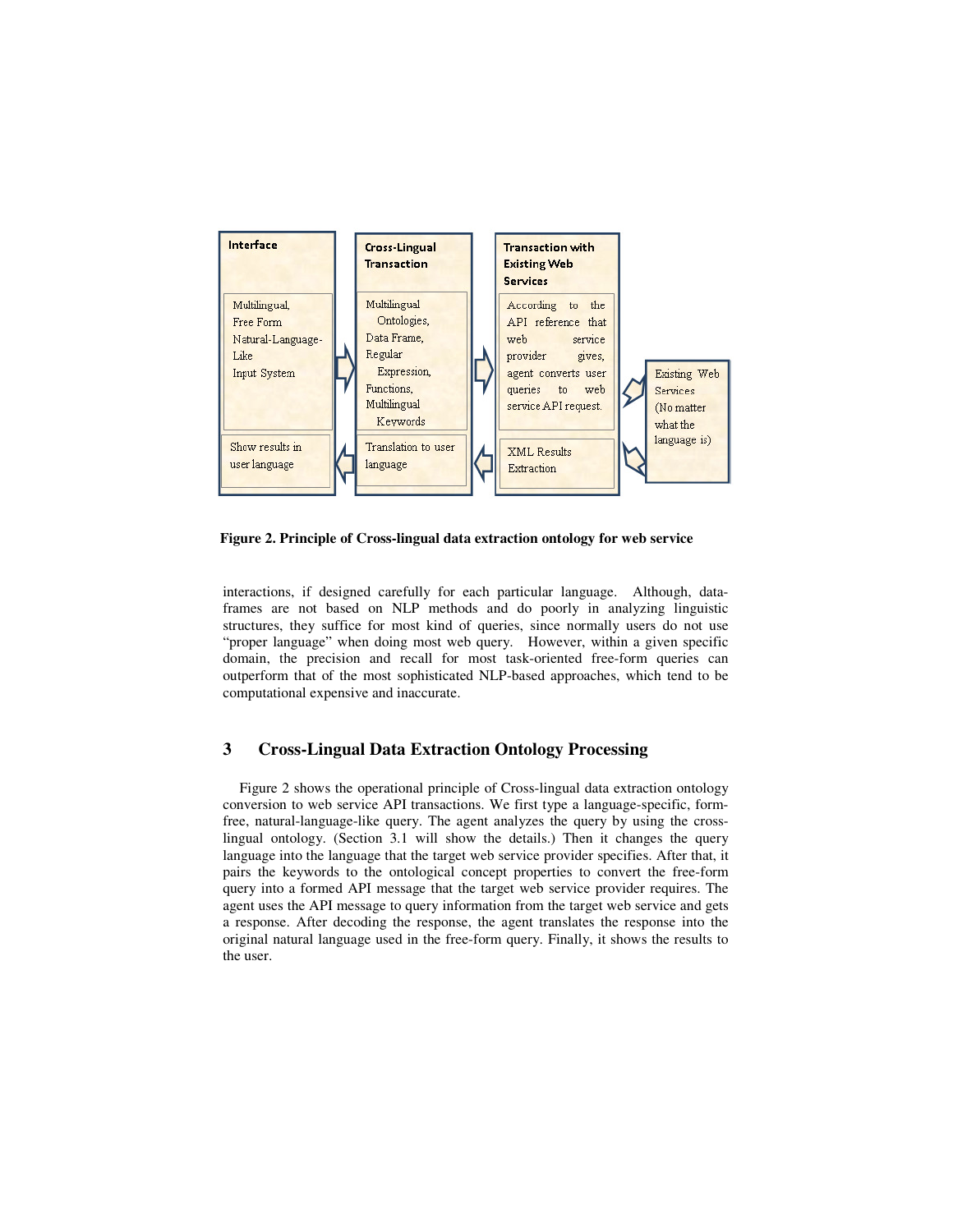Figure 2. **Principle of Cross-lingual data extraction ontology for web service**

interactions, if designed carefully for each particular language. Although, data-frames are not based on NLP methods and do poorly in analyzing linguistic structures, they suffice for most kind of queries, since normally users do not use "proper language" when doing most web query. However, within a given specific domain, the precision and recall for most task-oriented free-form queries can outperform that of the most sophisticated NLP-based approaches, which tend to be computational expensive and inaccurate.

## 3 Cross-Lingual Data Extraction Ontology Processing

Figure 2 shows the operational principle of Cross-lingual data extraction ontology conversion to web service API transactions. We first type a language-specific, form-free, natural-language-like query. The agent analyzes the query by using the cross-lingual ontology. (Section 3.1 will show the details.) Then it changes the query language into the language that the target web service provider specifies. After that, it pairs the keywords to the ontological concept properties to convert the free-form query into a formed API message that the target web service provider requires. The agent uses the API message to query information from the target web service and gets a response. After decoding the response, the agent translates the response into the original natural language used in the free-form query. Finally, it shows the results to the user.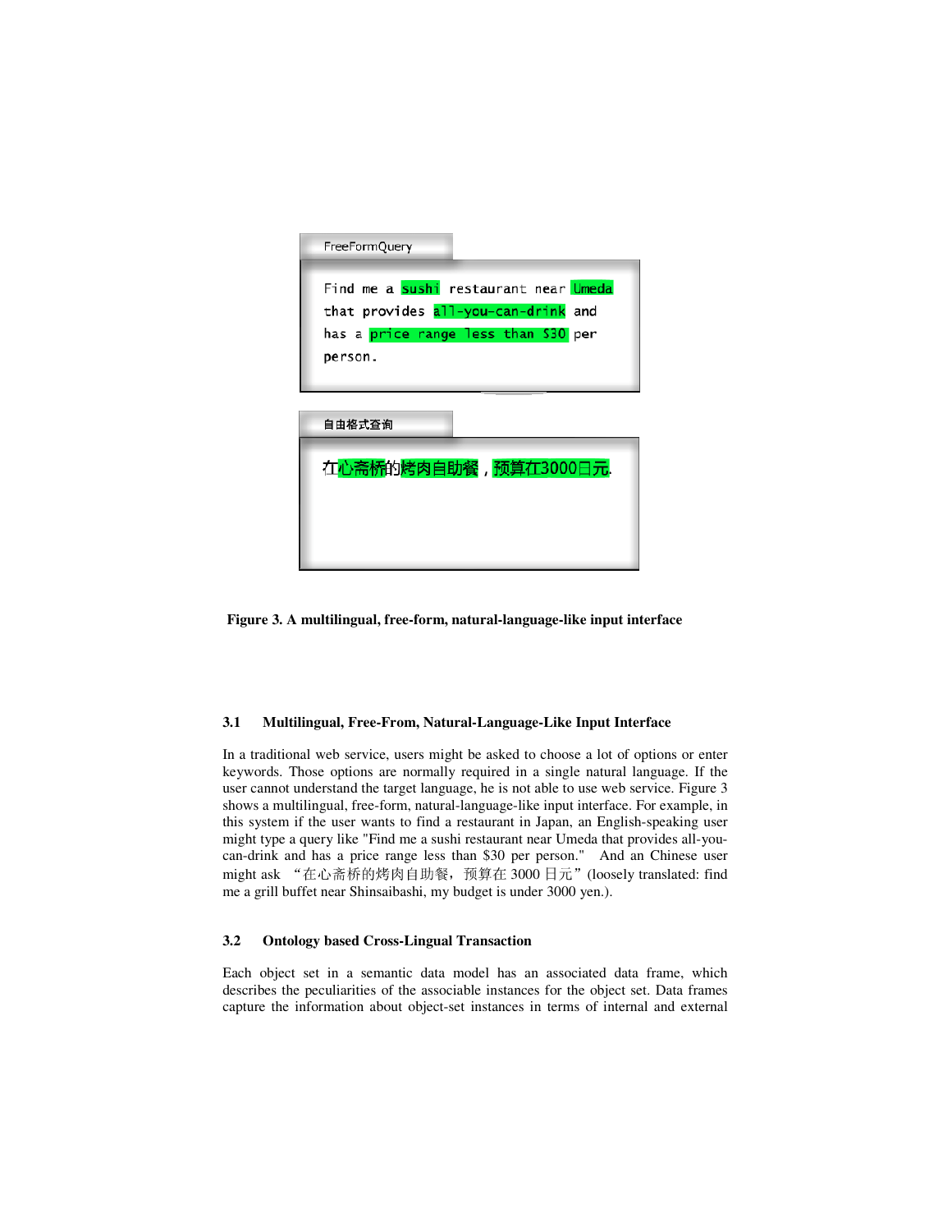FreeFormQuery

Find me a sushi restaurant near Umeda that provides all-you-can-drink and has a price range less than $30 per person.

自由格式查询

在心斋桥的烤肉自助餐，预算在3000日元.

**Figure 3. A multilingual, free-form, natural-language-like input interface**

### 3.1 Multilingual, Free-From, Natural-Language-Like Input Interface

In a traditional web service, users might be asked to choose a lot of options or enter keywords. Those options are normally required in a single natural language. If the user cannot understand the target language, he is not able to use web service. Figure 3 shows a multilingual, free-form, natural-language-like input interface. For example, in this system if the user wants to find a restaurant in Japan, an English-speaking user might type a query like "Find me a sushi restaurant near Umeda that provides all-you-can-drink and has a price range less than $30 per person." And an Chinese user might ask "在心斋桥的烤肉自助餐，预算在 3000 日元" (loosely translated: find me a grill buffet near Shinsaibashi, my budget is under 3000 yen.).

### 3.2 Ontology based Cross-Lingual Transaction

Each object set in a semantic data model has an associated data frame, which describes the peculiarities of the associable instances for the object set. Data frames capture the information about object-set instances in terms of internal and external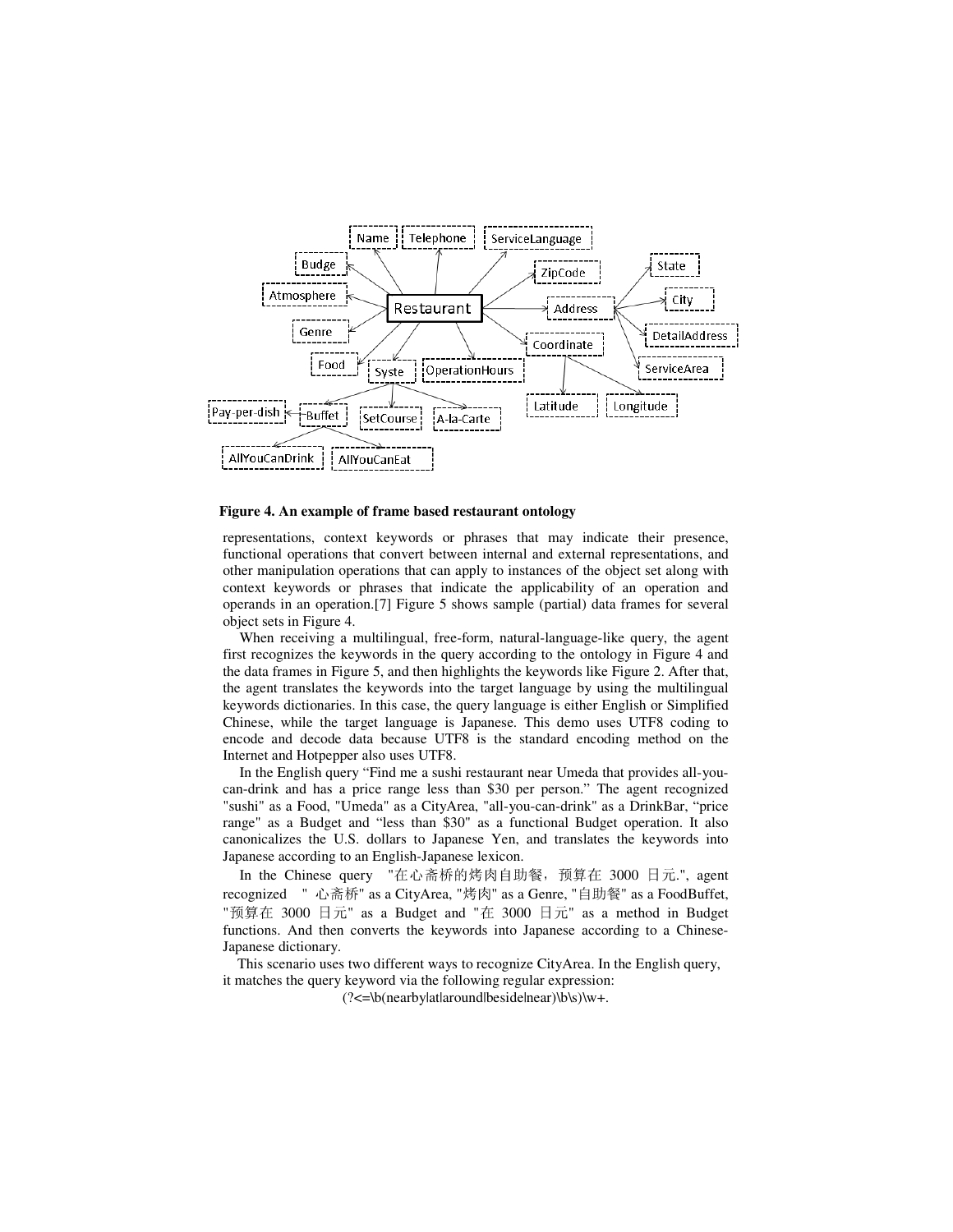**Figure 4. An example of frame based restaurant ontology**

representations, context keywords or phrases that may indicate their presence, functional operations that convert between internal and external representations, and other manipulation operations that can apply to instances of the object set along with context keywords or phrases that indicate the applicability of an operation and operands in an operation.[7] Figure 5 shows sample (partial) data frames for several object sets in Figure 4.

When receiving a multilingual, free-form, natural-language-like query, the agent first recognizes the keywords in the query according to the ontology in Figure 4 and the data frames in Figure 5, and then highlights the keywords like Figure 2. After that, the agent translates the keywords into the target language by using the multilingual keywords dictionaries. In this case, the query language is either English or Simplified Chinese, while the target language is Japanese. This demo uses UTF8 coding to encode and decode data because UTF8 is the standard encoding method on the Internet and Hotpepper also uses UTF8.

In the English query "Find me a sushi restaurant near Umeda that provides all-you-can-drink and has a price range less than $30 per person." The agent recognized "sushi" as a Food, "Umeda" as a CityArea, "all-you-can-drink" as a DrinkBar, "price range" as a Budget and "less than $30" as a functional Budget operation. It also canonicalizes the U.S. dollars to Japanese Yen, and translates the keywords into Japanese according to an English-Japanese lexicon.

In the Chinese query "在心斋桥的烤肉自助餐，预算在 3000 日元.", agent recognized " 心斋桥" as a CityArea, "烤肉" as a Genre, "自助餐" as a FoodBuffet, "预算在 3000 日元" as a Budget and "在 3000 日元" as a method in Budget functions. And then converts the keywords into Japanese according to a Chinese-Japanese dictionary.

This scenario uses two different ways to recognize CityArea. In the English query, it matches the query keyword via the following regular expression:

```
(?<=\b(nearby|at|around|beside|near)\b\s)\w+.
```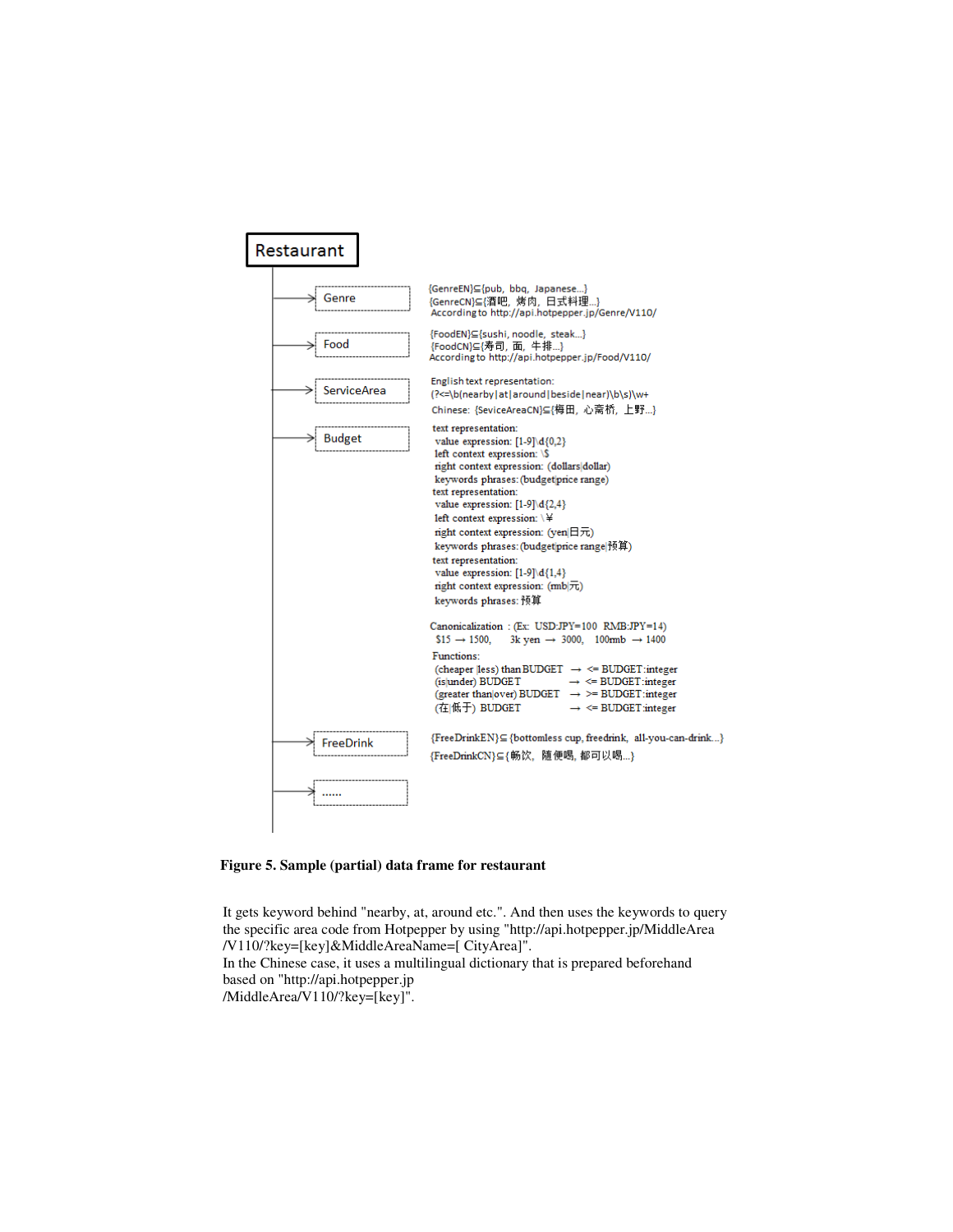Restaurant

- Genre
  - {GenreEN}⊆{pub, bbq, Japanese...}
  - {GenreCN}⊆{酒吧, 烤肉, 日式料理...}
  - According to http://api.hotpepper.jp/Genre/V110/
- Food
  - {FoodEN}⊆{sushi, noodle, steak...}
  - {FoodCN}⊆{寿司, 面, 牛排...}
  - According to http://api.hotpepper.jp/Food/V110/
- ServiceArea
  - English text representation:
  - (?<=\b(nearby|at|around|beside|near)\b\s)\w+
  - Chinese: {SeviceAreaCN}⊆{梅田, 心斋桥, 上野...}
- Budget
  - text representation:
    - value expression: [1-9]\d{0,2}
    - left context expression: \$
    - right context expression: (dollars|dollar)
    - keywords phrases: (budget|price range)
  - text representation:
    - value expression: [1-9]\d{2,4}
    - left context expression: \¥
    - right context expression: (yen|日元)
    - keywords phrases: (budget|price range|预算)
  - text representation:
    - value expression: [1-9]\d{1,4}
    - right context expression: (rmb|元)
    - keywords phrases: 预算
  - Canonicalization : (Ex: USD:JPY=100 RMB:JPY=14)
    - $15 → 1500, 3k yen → 3000, 100rmb → 1400
  - Functions:
    - (cheaper|less) than BUDGET → <= BUDGET:integer
    - (is|under) BUDGET → <= BUDGET:integer
    - (greater than|over) BUDGET → >= BUDGET:integer
    - (在|低于) BUDGET → <= BUDGET:integer
- FreeDrink
  - {FreeDrinkEN}⊆{bottomless cup, freedrink, all-you-can-drink...}
  - {FreeDrinkCN}⊆{畅饮, 随便喝, 都可以喝...}
- ......

**Figure 5. Sample (partial) data frame for restaurant**

It gets keyword behind "nearby, at, around etc.". And then uses the keywords to query the specific area code from Hotpepper by using "http://api.hotpepper.jp/MiddleArea /V110/?key=[key]&MiddleAreaName=[ CityArea]".
In the Chinese case, it uses a multilingual dictionary that is prepared beforehand based on "http://api.hotpepper.jp /MiddleArea/V110/?key=[key]".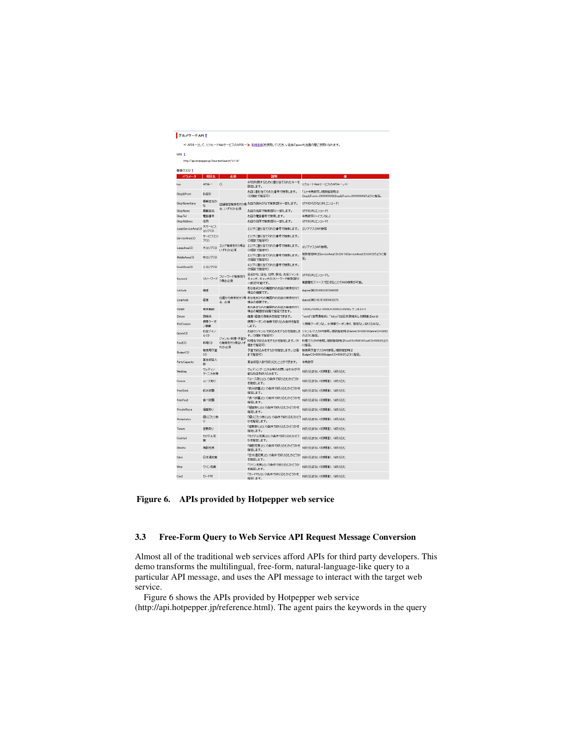**Figure 6. APIs provided by Hotpepper web service**

### 3.3 Free-Form Query to Web Service API Request Message Conversion

Almost all of the traditional web services afford APIs for third party developers. This demo transforms the multilingual, free-form, natural-language-like query to a particular API message, and uses the API message to interact with the target web service.

Figure 6 shows the APIs provided by Hotpepper web service (http://api.hotpepper.jp/reference.html). The agent pairs the keywords in the query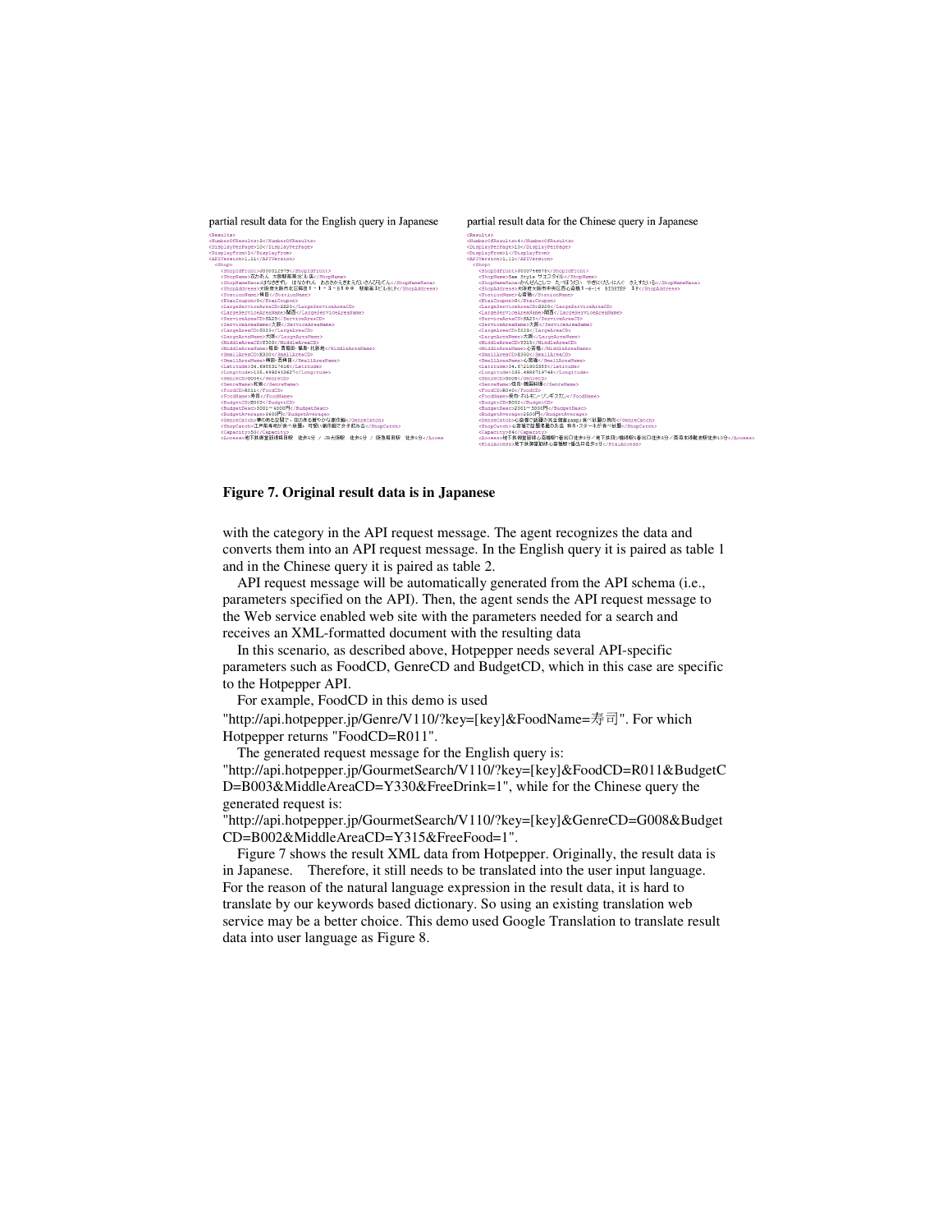partial result data for the English query in Japanese

partial result data for the Chinese query in Japanese

**Figure 7. Original result data is in Japanese**

with the category in the API request message. The agent recognizes the data and converts them into an API request message. In the English query it is paired as table 1 and in the Chinese query it is paired as table 2.

API request message will be automatically generated from the API schema (i.e., parameters specified on the API). Then, the agent sends the API request message to the Web service enabled web site with the parameters needed for a search and receives an XML-formatted document with the resulting data

In this scenario, as described above, Hotpepper needs several API-specific parameters such as FoodCD, GenreCD and BudgetCD, which in this case are specific to the Hotpepper API.

For example, FoodCD in this demo is used "http://api.hotpepper.jp/Genre/V110/?key=[key]&FoodName=寿司". For which Hotpepper returns "FoodCD=R011".

The generated request message for the English query is: "http://api.hotpepper.jp/GourmetSearch/V110/?key=[key]&FoodCD=R011&BudgetCD=B003&MiddleAreaCD=Y330&FreeDrink=1", while for the Chinese query the generated request is: "http://api.hotpepper.jp/GourmetSearch/V110/?key=[key]&GenreCD=G008&BudgetCD=B002&MiddleAreaCD=Y315&FreeFood=1".

Figure 7 shows the result XML data from Hotpepper. Originally, the result data is in Japanese. Therefore, it still needs to be translated into the user input language. For the reason of the natural language expression in the result data, it is hard to translate by our keywords based dictionary. So using an existing translation web service may be a better choice. This demo used Google Translation to translate result data into user language as Figure 8.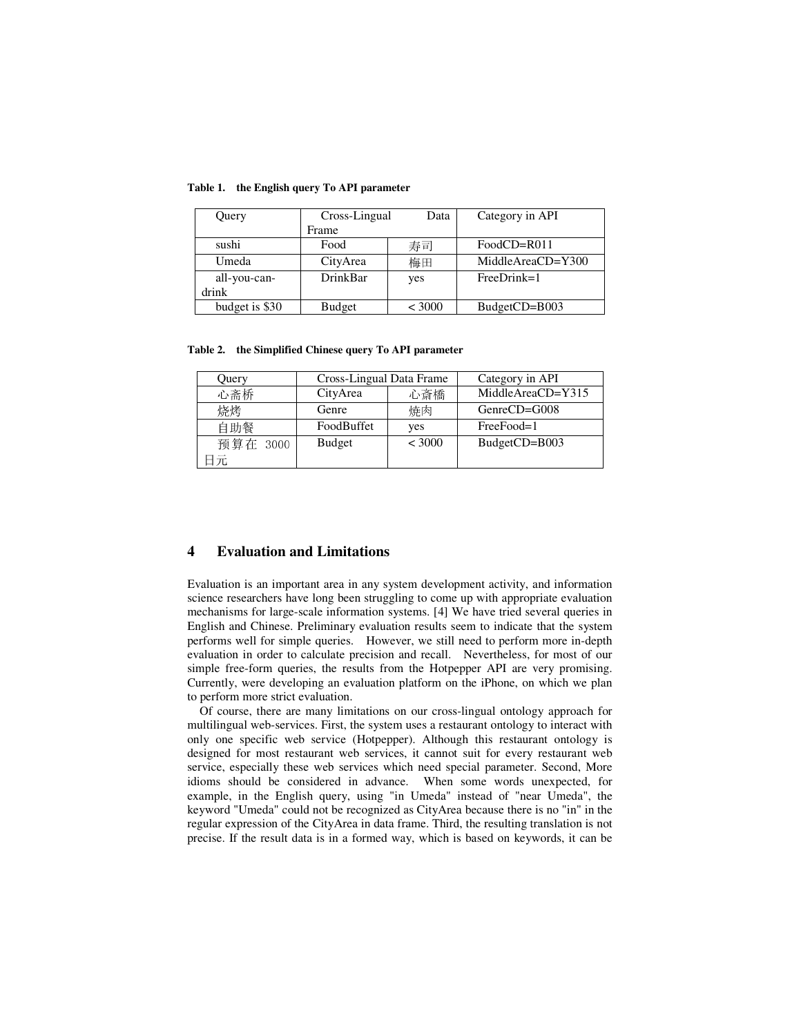**Table 1. the English query To API parameter**

| Query | Cross-Lingual Data Frame | | Category in API |
|---|---|---|---|
| sushi | Food | 寿司 | FoodCD=R011 |
| Umeda | CityArea | 梅田 | MiddleAreaCD=Y300 |
| all-you-can-drink | DrinkBar | yes | FreeDrink=1 |
| budget is $30 | Budget | < 3000 | BudgetCD=B003 |

**Table 2. the Simplified Chinese query To API parameter**

| Query | Cross-Lingual Data Frame | | Category in API |
|---|---|---|---|
| 心斋桥 | CityArea | 心斎橋 | MiddleAreaCD=Y315 |
| 烧烤 | Genre | 焼肉 | GenreCD=G008 |
| 自助餐 | FoodBuffet | yes | FreeFood=1 |
| 预算在 3000 日元 | Budget | < 3000 | BudgetCD=B003 |

## 4 Evaluation and Limitations

Evaluation is an important area in any system development activity, and information science researchers have long been struggling to come up with appropriate evaluation mechanisms for large-scale information systems. [4] We have tried several queries in English and Chinese. Preliminary evaluation results seem to indicate that the system performs well for simple queries. However, we still need to perform more in-depth evaluation in order to calculate precision and recall. Nevertheless, for most of our simple free-form queries, the results from the Hotpepper API are very promising. Currently, were developing an evaluation platform on the iPhone, on which we plan to perform more strict evaluation.

Of course, there are many limitations on our cross-lingual ontology approach for multilingual web-services. First, the system uses a restaurant ontology to interact with only one specific web service (Hotpepper). Although this restaurant ontology is designed for most restaurant web services, it cannot suit for every restaurant web service, especially these web services which need special parameter. Second, More idioms should be considered in advance. When some words unexpected, for example, in the English query, using "in Umeda" instead of "near Umeda", the keyword "Umeda" could not be recognized as CityArea because there is no "in" in the regular expression of the CityArea in data frame. Third, the resulting translation is not precise. If the result data is in a formed way, which is based on keywords, it can be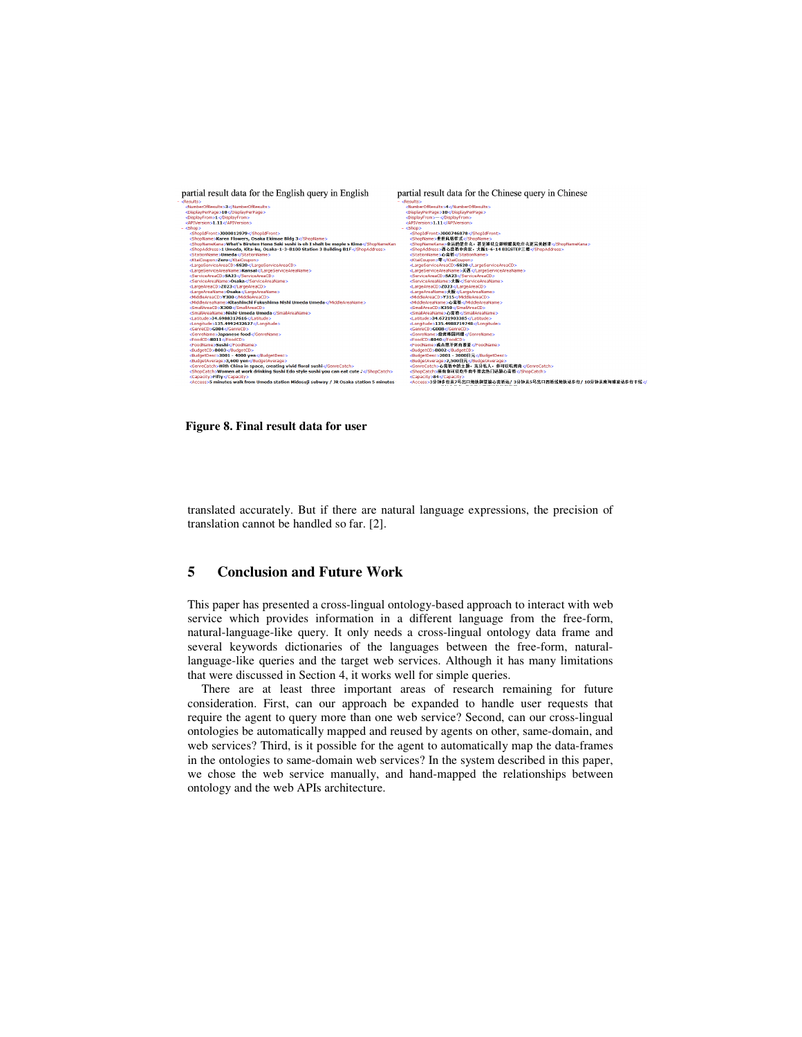partial result data for the English query in English

```
- <Results>
  <NumberOfResults>3</NumberOfResults>
  <DisplayPerPage>10</DisplayPerPage>
  <DisplayFrom>1</DisplayFrom>
  <APIVersion>1.11</APIVersion>
- <Shop>
    <ShopIdFront>J000012979</ShopIdFront>
    <ShopName>Karen Flowers, Osaka Ekimae Bldg 3</ShopName>
    <ShopNameKana>What's Biruten Hana Saki sushi is oh I shalt be maple s Kimo</ShopNameKan
    <ShopAddress>1 Umeda, Kita-ku, Osaka-1-3-B100 Station 3 Building B1F</ShopAddress>
    <StationName>Umeda</StationName>
    <KtaiCoupon>Zero</KtaiCoupon>
    <LargeServiceAreaCD>SS20</LargeServiceAreaCD>
    <LargeServiceAreaName>Kansai</LargeServiceAreaName>
    <ServiceAreaCD>SA23</ServiceAreaCD>
    <ServiceAreaName>Osaka</ServiceAreaName>
    <LargeAreaCD>Z023</LargeAreaCD>
    <LargeAreaName>Osaka</LargeAreaName>
    <MiddleAreaCD>Y300</MiddleAreaCD>
    <MiddleAreaName>Kitashinchi Fukushima Nishi Umeda Umeda</MiddleAreaName>
    <SmallAreaCD>X300</SmallAreaCD>
    <SmallAreaName>Nishi-Umeda Umeda</SmallAreaName>
    <Latitude>34.6988317616</Latitude>
    <Longitude>135.4992432627</Longitude>
    <GenreCD>G004</GenreCD>
    <GenreName>Japanese food</GenreName>
    <FoodCD>R011</FoodCD>
    <FoodName>Sushi</FoodName>
    <BudgetCD>B003</BudgetCD>
    <BudgetDesc>3001 - 4000 yen</BudgetDesc>
    <BudgetAverage>3,600 yen</BudgetAverage>
    <GenreCatch>With China in space, creating vivid floral sushi</GenreCatch>
    <ShopCatch>Women at work drinking Sushi Edo style sushi you can eat cute ♪</ShopCatch>
    <Capacity>Fifty</Capacity>
    <Access>5 minutes walk from Umeda station Midosuji subway / JR Osaka station 5 minutes
```

partial result data for the Chinese query in Chinese

```
- <Results>
  <NumberOfResults>4</NumberOfResults>
  <DisplayPerPage>10</DisplayPerPage>
  <DisplayFrom>一</DisplayFrom>
  <APIVersion>1.11</APIVersion>
- <Shop>
    <ShopIdFront>J000746878</ShopIdFront>
    <ShopName>...</ShopName>
    <ShopNameKana>...</ShopNameKana>
    <ShopAddress>西心斋桥中央区，大阪1-6-14 BIGSTEP三楼</ShopAddress>
    <StationName>心斋桥</StationName>
    <KtaiCoupon>零</KtaiCoupon>
    <LargeServiceAreaCD>SS20</LargeServiceAreaCD>
    <LargeServiceAreaName>关西</LargeServiceAreaName>
    <ServiceAreaCD>SA23</ServiceAreaCD>
    <ServiceAreaName>大阪</ServiceAreaName>
    <LargeAreaCD>Z023</LargeAreaCD>
    <LargeAreaName>大阪</LargeAreaName>
    <MiddleAreaCD>Y315</MiddleAreaCD>
    <MiddleAreaName>心斋桥</MiddleAreaName>
    <SmallAreaCD>X350</SmallAreaCD>
    <SmallAreaName>心斋桥</SmallAreaName>
    <Latitude>34.6721903385</Latitude>
    <Longitude>135.4988719748</Longitude>
    <GenreCD>G008</GenreCD>
    <GenreName>烧烤韩国料理</GenreName>
    <FoodCD>R040</FoodCD>
    <FoodName>...</FoodName>
    <BudgetCD>B002</BudgetCD>
    <BudgetDesc>2001 - 3000日元</BudgetDesc>
    <BudgetAverage>2,300日元</BudgetAverage>
    <GenreCatch>...</GenreCatch>
    <ShopCatch>...</ShopCatch>
    <Capacity>84</Capacity>
    <Access>...
```

**Figure 8. Final result data for user**

translated accurately. But if there are natural language expressions, the precision of translation cannot be handled so far. [2].

## 5 Conclusion and Future Work

This paper has presented a cross-lingual ontology-based approach to interact with web service which provides information in a different language from the free-form, natural-language-like query. It only needs a cross-lingual ontology data frame and several keywords dictionaries of the languages between the free-form, natural-language-like queries and the target web services. Although it has many limitations that were discussed in Section 4, it works well for simple queries.

There are at least three important areas of research remaining for future consideration. First, can our approach be expanded to handle user requests that require the agent to query more than one web service? Second, can our cross-lingual ontologies be automatically mapped and reused by agents on other, same-domain, and web services? Third, is it possible for the agent to automatically map the data-frames in the ontologies to same-domain web services? In the system described in this paper, we chose the web service manually, and hand-mapped the relationships between ontology and the web APIs architecture.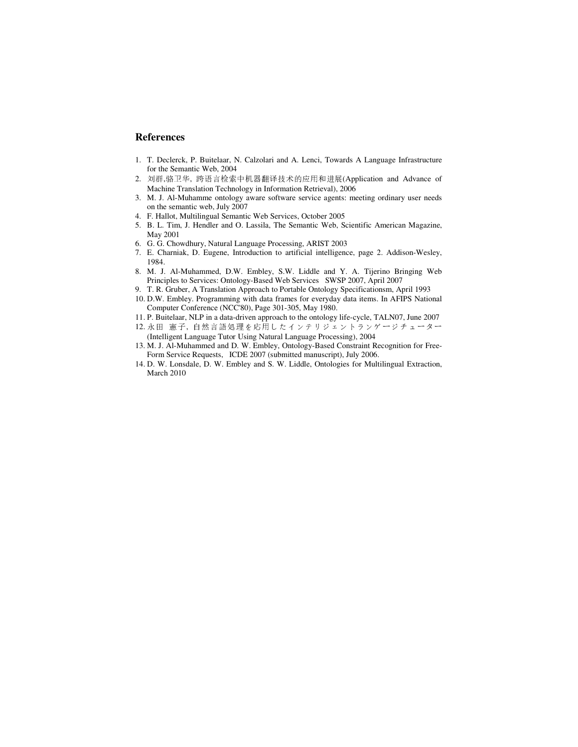## References

1. T. Declerck, P. Buitelaar, N. Calzolari and A. Lenci, Towards A Language Infrastructure for the Semantic Web, 2004
2. 刘群,骆卫华, 跨语言检索中机器翻译技术的应用和进展(Application and Advance of Machine Translation Technology in Information Retrieval), 2006
3. M. J. Al-Muhamme ontology aware software service agents: meeting ordinary user needs on the semantic web, July 2007
4. F. Hallot, Multilingual Semantic Web Services, October 2005
5. B. L. Tim, J. Hendler and O. Lassila, The Semantic Web, Scientific American Magazine, May 2001
6. G. G. Chowdhury, Natural Language Processing, ARIST 2003
7. E. Charniak, D. Eugene, Introduction to artificial intelligence, page 2. Addison-Wesley, 1984.
8. M. J. Al-Muhammed, D.W. Embley, S.W. Liddle and Y. A. Tijerino Bringing Web Principles to Services: Ontology-Based Web Services SWSP 2007, April 2007
9. T. R. Gruber, A Translation Approach to Portable Ontology Specificationsm, April 1993
10. D.W. Embley. Programming with data frames for everyday data items. In AFIPS National Computer Conference (NCC'80), Page 301-305, May 1980.
11. P. Buitelaar, NLP in a data-driven approach to the ontology life-cycle, TALN07, June 2007
12. 永田 憲子, 自然言語処理を応用したインテリジェントランゲージチューター (Intelligent Language Tutor Using Natural Language Processing), 2004
13. M. J. Al-Muhammed and D. W. Embley, Ontology-Based Constraint Recognition for Free-Form Service Requests, ICDE 2007 (submitted manuscript), July 2006.
14. D. W. Lonsdale, D. W. Embley and S. W. Liddle, Ontologies for Multilingual Extraction, March 2010